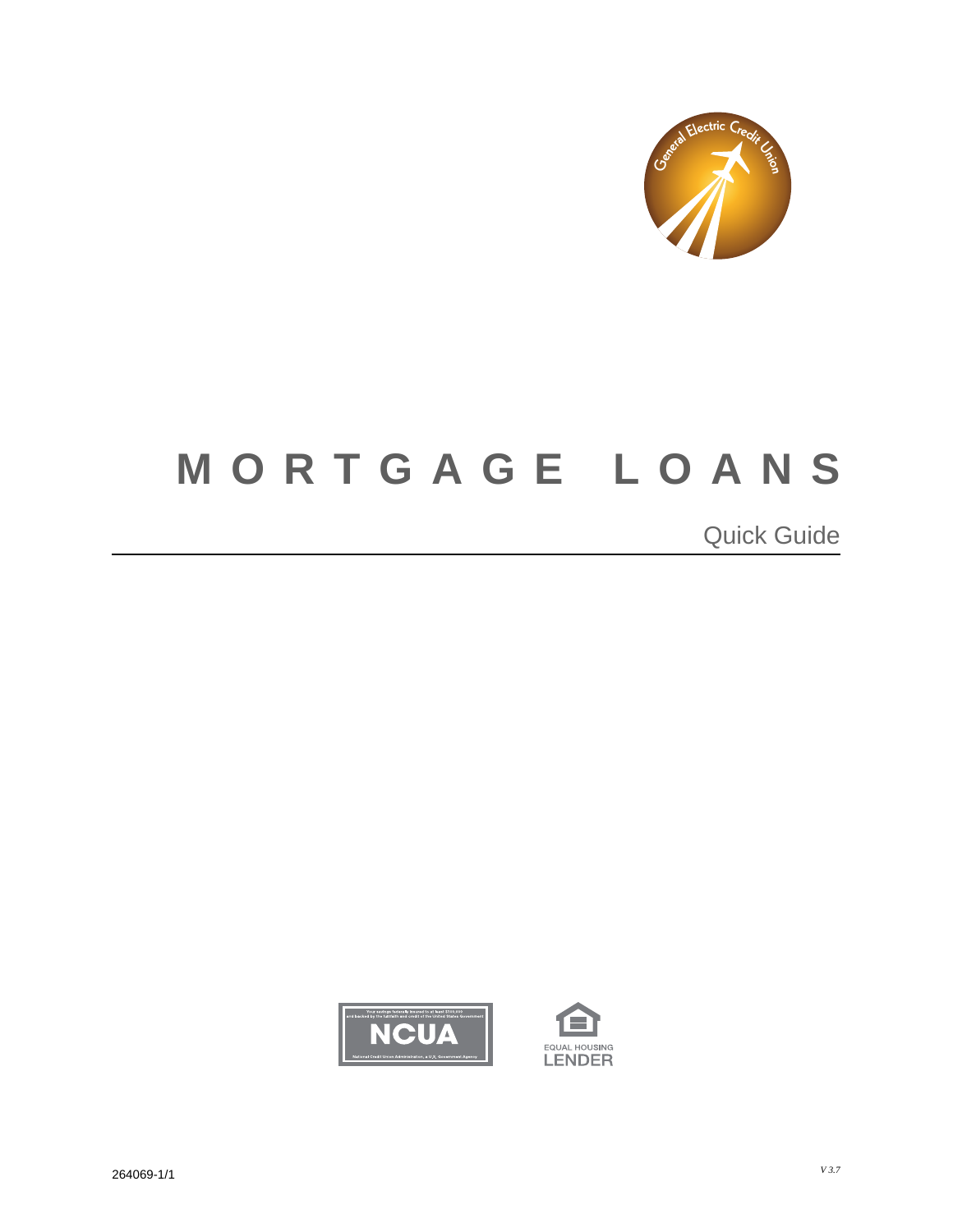# MORTGAGE LOANS

Quick Guide

264069-1/1

*V 3.7*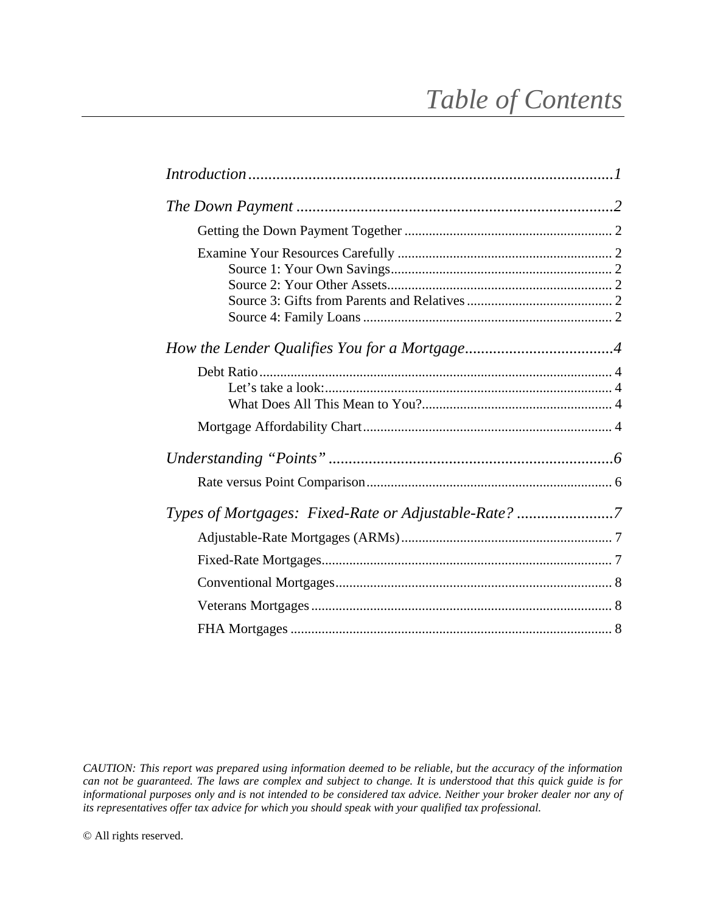# *Table of Contents*

*Introduction* ............................................................................................ *1*

*The Down Payment* ................................................................................ *2*

- Getting the Down Payment Together ............................................................ 2
- Examine Your Resources Carefully .............................................................. 2
  - Source 1: Your Own Savings................................................................ 2
  - Source 2: Your Other Assets................................................................. 2
  - Source 3: Gifts from Parents and Relatives .......................................... 2
  - Source 4: Family Loans ........................................................................ 2

*How the Lender Qualifies You for a Mortgage* ..................................... *4*

- Debt Ratio ...................................................................................................... 4
  - Let's take a look:.................................................................................... 4
  - What Does All This Mean to You?........................................................ 4
- Mortgage Affordability Chart........................................................................ 4

*Understanding "Points"* ........................................................................ *6*

- Rate versus Point Comparison........................................................................ 6

*Types of Mortgages: Fixed-Rate or Adjustable-Rate?* ........................ *7*

- Adjustable-Rate Mortgages (ARMs) ............................................................. 7
- Fixed-Rate Mortgages.................................................................................... 7
- Conventional Mortgages................................................................................ 8
- Veterans Mortgages ....................................................................................... 8
- FHA Mortgages ............................................................................................. 8

*CAUTION: This report was prepared using information deemed to be reliable, but the accuracy of the information can not be guaranteed. The laws are complex and subject to change. It is understood that this quick guide is for informational purposes only and is not intended to be considered tax advice. Neither your broker dealer nor any of its representatives offer tax advice for which you should speak with your qualified tax professional.*

© All rights reserved.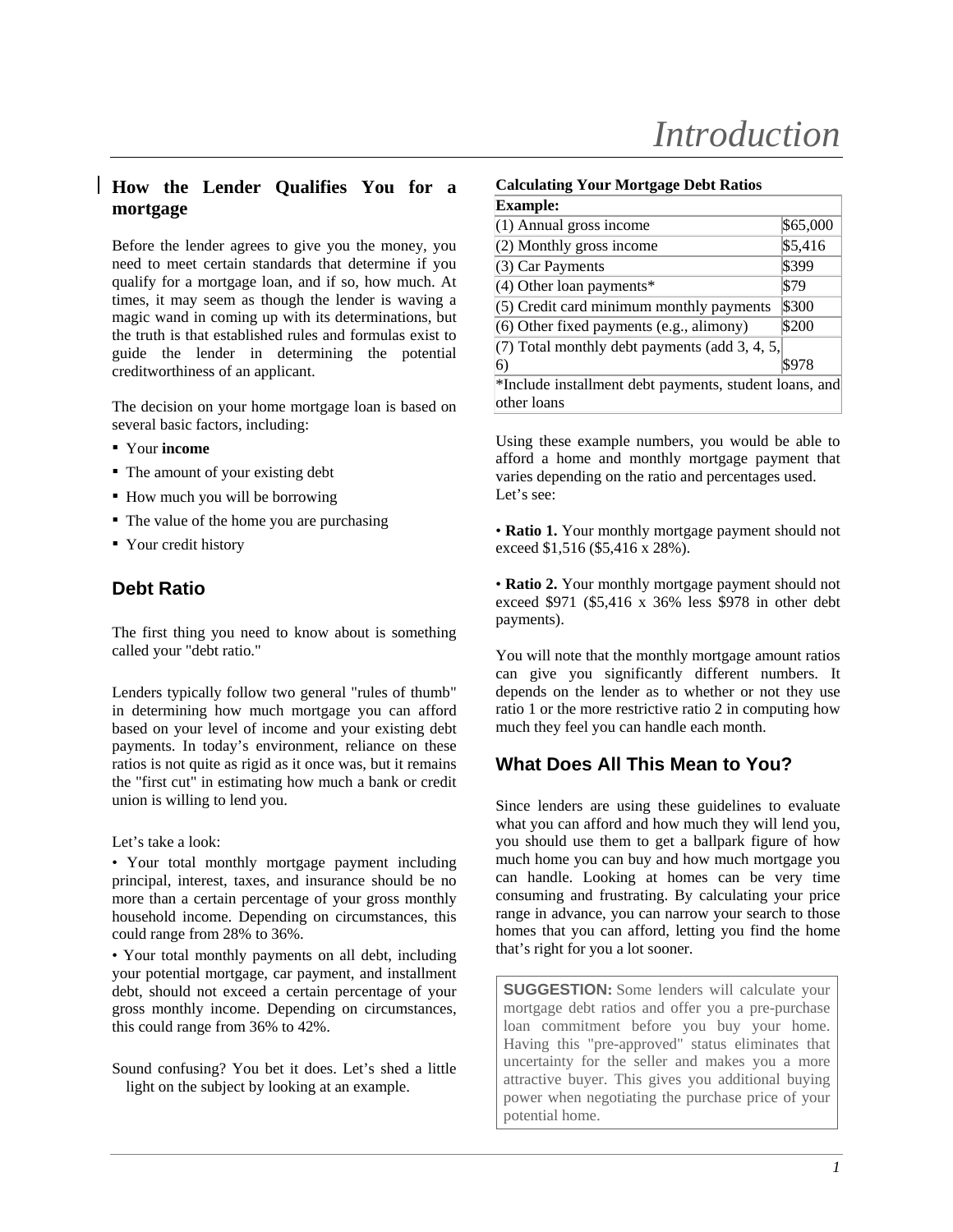# Introduction

## How the Lender Qualifies You for a mortgage

Before the lender agrees to give you the money, you need to meet certain standards that determine if you qualify for a mortgage loan, and if so, how much. At times, it may seem as though the lender is waving a magic wand in coming up with its determinations, but the truth is that established rules and formulas exist to guide the lender in determining the potential creditworthiness of an applicant.

The decision on your home mortgage loan is based on several basic factors, including:

- Your **income**
- The amount of your existing debt
- How much you will be borrowing
- The value of the home you are purchasing
- Your credit history

## Debt Ratio

The first thing you need to know about is something called your "debt ratio."

Lenders typically follow two general "rules of thumb" in determining how much mortgage you can afford based on your level of income and your existing debt payments. In today's environment, reliance on these ratios is not quite as rigid as it once was, but it remains the "first cut" in estimating how much a bank or credit union is willing to lend you.

Let's take a look:

• Your total monthly mortgage payment including principal, interest, taxes, and insurance should be no more than a certain percentage of your gross monthly household income. Depending on circumstances, this could range from 28% to 36%.

• Your total monthly payments on all debt, including your potential mortgage, car payment, and installment debt, should not exceed a certain percentage of your gross monthly income. Depending on circumstances, this could range from 36% to 42%.

Sound confusing? You bet it does. Let's shed a little light on the subject by looking at an example.

**Calculating Your Mortgage Debt Ratios**

| **Example:** | |
|---|---|
| (1) Annual gross income | $65,000 |
| (2) Monthly gross income | $5,416 |
| (3) Car Payments | $399 |
| (4) Other loan payments* | $79 |
| (5) Credit card minimum monthly payments | $300 |
| (6) Other fixed payments (e.g., alimony) | $200 |
| (7) Total monthly debt payments (add 3, 4, 5, 6) | $978 |
| *Include installment debt payments, student loans, and other loans | |

Using these example numbers, you would be able to afford a home and monthly mortgage payment that varies depending on the ratio and percentages used. Let's see:

• **Ratio 1.** Your monthly mortgage payment should not exceed $1,516 ($5,416 x 28%).

• **Ratio 2.** Your monthly mortgage payment should not exceed $971 ($5,416 x 36% less $978 in other debt payments).

You will note that the monthly mortgage amount ratios can give you significantly different numbers. It depends on the lender as to whether or not they use ratio 1 or the more restrictive ratio 2 in computing how much they feel you can handle each month.

## What Does All This Mean to You?

Since lenders are using these guidelines to evaluate what you can afford and how much they will lend you, you should use them to get a ballpark figure of how much home you can buy and how much mortgage you can handle. Looking at homes can be very time consuming and frustrating. By calculating your price range in advance, you can narrow your search to those homes that you can afford, letting you find the home that's right for you a lot sooner.

**SUGGESTION:** Some lenders will calculate your mortgage debt ratios and offer you a pre-purchase loan commitment before you buy your home. Having this "pre-approved" status eliminates that uncertainty for the seller and makes you a more attractive buyer. This gives you additional buying power when negotiating the purchase price of your potential home.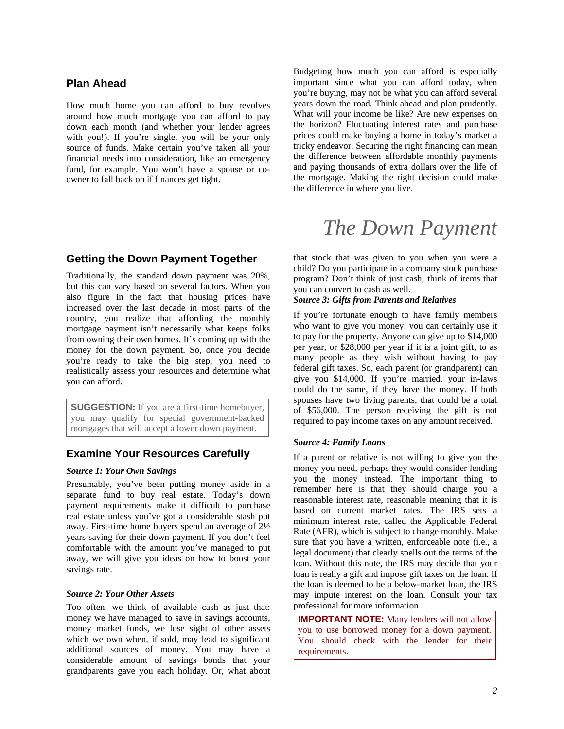## Plan Ahead

How much home you can afford to buy revolves around how much mortgage you can afford to pay down each month (and whether your lender agrees with you!). If you're single, you will be your only source of funds. Make certain you've taken all your financial needs into consideration, like an emergency fund, for example. You won't have a spouse or co-owner to fall back on if finances get tight.

Budgeting how much you can afford is especially important since what you can afford today, when you're buying, may not be what you can afford several years down the road. Think ahead and plan prudently. What will your income be like? Are new expenses on the horizon? Fluctuating interest rates and purchase prices could make buying a home in today's market a tricky endeavor. Securing the right financing can mean the difference between affordable monthly payments and paying thousands of extra dollars over the life of the mortgage. Making the right decision could make the difference in where you live.

# *The Down Payment*

## Getting the Down Payment Together

Traditionally, the standard down payment was 20%, but this can vary based on several factors. When you also figure in the fact that housing prices have increased over the last decade in most parts of the country, you realize that affording the monthly mortgage payment isn't necessarily what keeps folks from owning their own homes. It's coming up with the money for the down payment. So, once you decide you're ready to take the big step, you need to realistically assess your resources and determine what you can afford.

> **SUGGESTION:** If you are a first-time homebuyer, you may qualify for special government-backed mortgages that will accept a lower down payment.

## Examine Your Resources Carefully

***Source 1: Your Own Savings***

Presumably, you've been putting money aside in a separate fund to buy real estate. Today's down payment requirements make it difficult to purchase real estate unless you've got a considerable stash put away. First-time home buyers spend an average of 2½ years saving for their down payment. If you don't feel comfortable with the amount you've managed to put away, we will give you ideas on how to boost your savings rate.

***Source 2: Your Other Assets***

Too often, we think of available cash as just that: money we have managed to save in savings accounts, money market funds, we lose sight of other assets which we own when, if sold, may lead to significant additional sources of money. You may have a considerable amount of savings bonds that your grandparents gave you each holiday. Or, what about that stock that was given to you when you were a child? Do you participate in a company stock purchase program? Don't think of just cash; think of items that you can convert to cash as well.

***Source 3: Gifts from Parents and Relatives***

If you're fortunate enough to have family members who want to give you money, you can certainly use it to pay for the property. Anyone can give up to $14,000 per year, or $28,000 per year if it is a joint gift, to as many people as they wish without having to pay federal gift taxes. So, each parent (or grandparent) can give you $14,000. If you're married, your in-laws could do the same, if they have the money. If both spouses have two living parents, that could be a total of $56,000. The person receiving the gift is not required to pay income taxes on any amount received.

***Source 4: Family Loans***

If a parent or relative is not willing to give you the money you need, perhaps they would consider lending you the money instead. The important thing to remember here is that they should charge you a reasonable interest rate, reasonable meaning that it is based on current market rates. The IRS sets a minimum interest rate, called the Applicable Federal Rate (AFR), which is subject to change monthly. Make sure that you have a written, enforceable note (i.e., a legal document) that clearly spells out the terms of the loan. Without this note, the IRS may decide that your loan is really a gift and impose gift taxes on the loan. If the loan is deemed to be a below-market loan, the IRS may impute interest on the loan. Consult your tax professional for more information.

> **IMPORTANT NOTE:** Many lenders will not allow you to use borrowed money for a down payment. You should check with the lender for their requirements.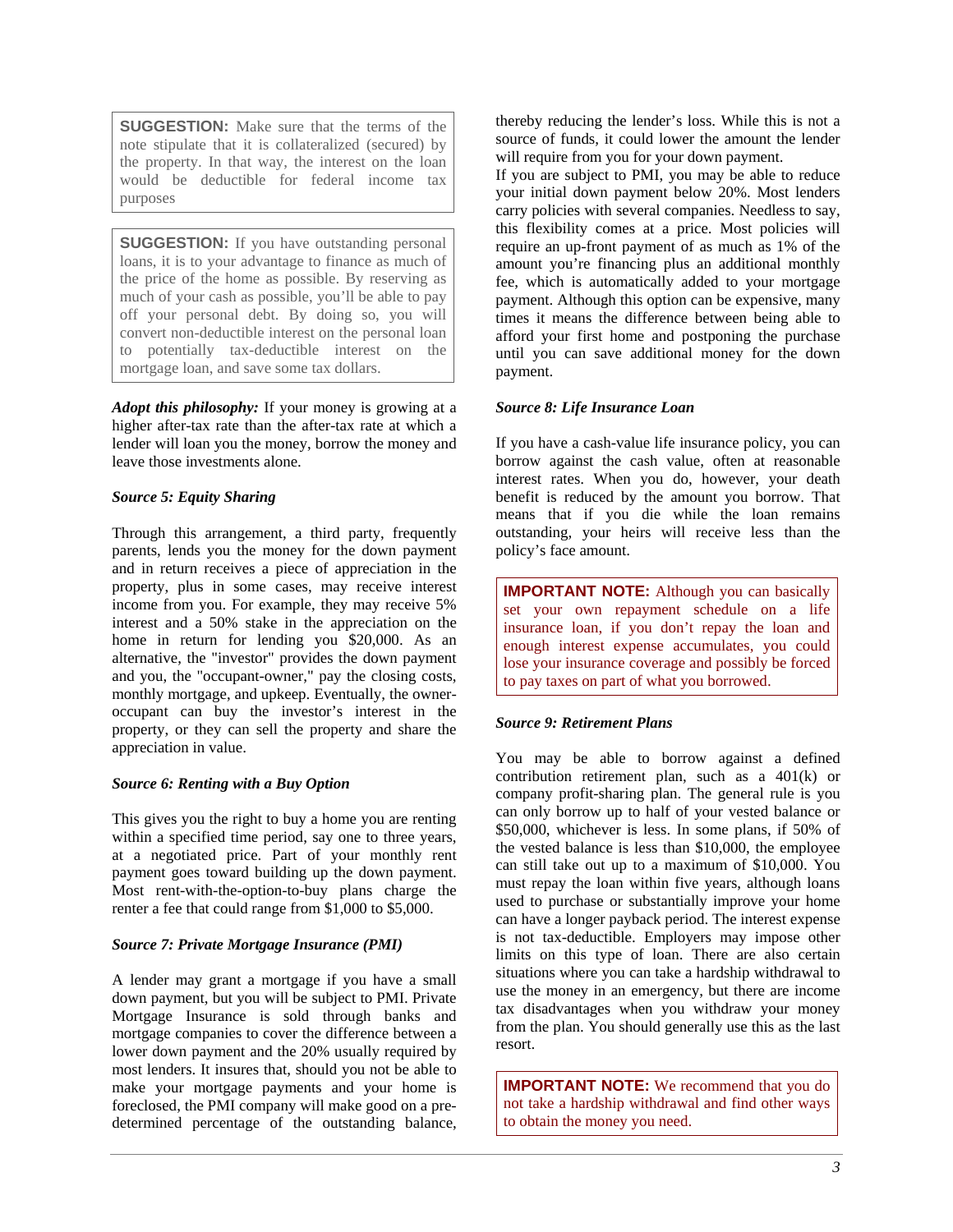**SUGGESTION:** Make sure that the terms of the note stipulate that it is collateralized (secured) by the property. In that way, the interest on the loan would be deductible for federal income tax purposes

**SUGGESTION:** If you have outstanding personal loans, it is to your advantage to finance as much of the price of the home as possible. By reserving as much of your cash as possible, you'll be able to pay off your personal debt. By doing so, you will convert non-deductible interest on the personal loan to potentially tax-deductible interest on the mortgage loan, and save some tax dollars.

***Adopt this philosophy:*** If your money is growing at a higher after-tax rate than the after-tax rate at which a lender will loan you the money, borrow the money and leave those investments alone.

### *Source 5: Equity Sharing*

Through this arrangement, a third party, frequently parents, lends you the money for the down payment and in return receives a piece of appreciation in the property, plus in some cases, may receive interest income from you. For example, they may receive 5% interest and a 50% stake in the appreciation on the home in return for lending you $20,000. As an alternative, the "investor" provides the down payment and you, the "occupant-owner," pay the closing costs, monthly mortgage, and upkeep. Eventually, the owner-occupant can buy the investor's interest in the property, or they can sell the property and share the appreciation in value.

### *Source 6: Renting with a Buy Option*

This gives you the right to buy a home you are renting within a specified time period, say one to three years, at a negotiated price. Part of your monthly rent payment goes toward building up the down payment. Most rent-with-the-option-to-buy plans charge the renter a fee that could range from $1,000 to $5,000.

### *Source 7: Private Mortgage Insurance (PMI)*

A lender may grant a mortgage if you have a small down payment, but you will be subject to PMI. Private Mortgage Insurance is sold through banks and mortgage companies to cover the difference between a lower down payment and the 20% usually required by most lenders. It insures that, should you not be able to make your mortgage payments and your home is foreclosed, the PMI company will make good on a pre-determined percentage of the outstanding balance, thereby reducing the lender's loss. While this is not a source of funds, it could lower the amount the lender will require from you for your down payment.

If you are subject to PMI, you may be able to reduce your initial down payment below 20%. Most lenders carry policies with several companies. Needless to say, this flexibility comes at a price. Most policies will require an up-front payment of as much as 1% of the amount you're financing plus an additional monthly fee, which is automatically added to your mortgage payment. Although this option can be expensive, many times it means the difference between being able to afford your first home and postponing the purchase until you can save additional money for the down payment.

### *Source 8: Life Insurance Loan*

If you have a cash-value life insurance policy, you can borrow against the cash value, often at reasonable interest rates. When you do, however, your death benefit is reduced by the amount you borrow. That means that if you die while the loan remains outstanding, your heirs will receive less than the policy's face amount.

**IMPORTANT NOTE:** Although you can basically set your own repayment schedule on a life insurance loan, if you don't repay the loan and enough interest expense accumulates, you could lose your insurance coverage and possibly be forced to pay taxes on part of what you borrowed.

### *Source 9: Retirement Plans*

You may be able to borrow against a defined contribution retirement plan, such as a 401(k) or company profit-sharing plan. The general rule is you can only borrow up to half of your vested balance or $50,000, whichever is less. In some plans, if 50% of the vested balance is less than $10,000, the employee can still take out up to a maximum of $10,000. You must repay the loan within five years, although loans used to purchase or substantially improve your home can have a longer payback period. The interest expense is not tax-deductible. Employers may impose other limits on this type of loan. There are also certain situations where you can take a hardship withdrawal to use the money in an emergency, but there are income tax disadvantages when you withdraw your money from the plan. You should generally use this as the last resort.

**IMPORTANT NOTE:** We recommend that you do not take a hardship withdrawal and find other ways to obtain the money you need.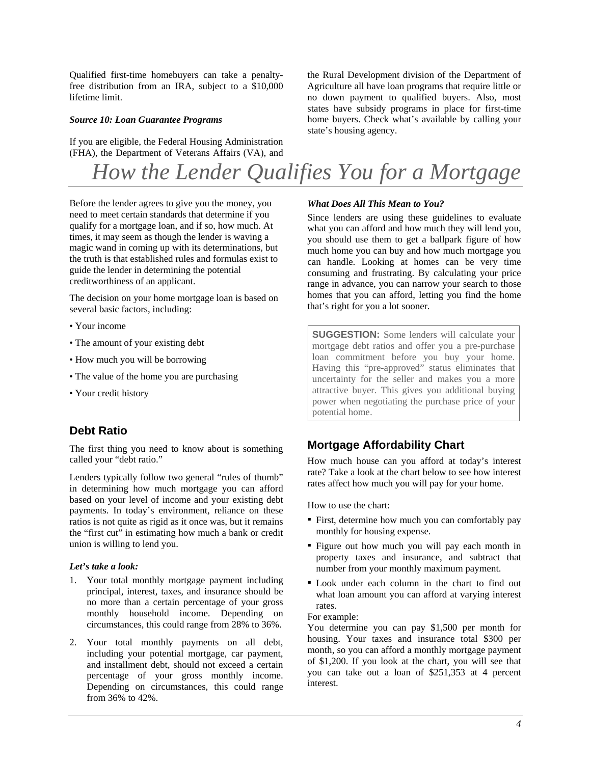Qualified first-time homebuyers can take a penalty-free distribution from an IRA, subject to a $10,000 lifetime limit.

***Source 10: Loan Guarantee Programs***

If you are eligible, the Federal Housing Administration (FHA), the Department of Veterans Affairs (VA), and the Rural Development division of the Department of Agriculture all have loan programs that require little or no down payment to qualified buyers. Also, most states have subsidy programs in place for first-time home buyers. Check what's available by calling your state's housing agency.

# *How the Lender Qualifies You for a Mortgage*

Before the lender agrees to give you the money, you need to meet certain standards that determine if you qualify for a mortgage loan, and if so, how much. At times, it may seem as though the lender is waving a magic wand in coming up with its determinations, but the truth is that established rules and formulas exist to guide the lender in determining the potential creditworthiness of an applicant.

The decision on your home mortgage loan is based on several basic factors, including:

- Your income
- The amount of your existing debt
- How much you will be borrowing
- The value of the home you are purchasing
- Your credit history

## Debt Ratio

The first thing you need to know about is something called your "debt ratio."

Lenders typically follow two general "rules of thumb" in determining how much mortgage you can afford based on your level of income and your existing debt payments. In today's environment, reliance on these ratios is not quite as rigid as it once was, but it remains the "first cut" in estimating how much a bank or credit union is willing to lend you.

***Let's take a look:***

1. Your total monthly mortgage payment including principal, interest, taxes, and insurance should be no more than a certain percentage of your gross monthly household income. Depending on circumstances, this could range from 28% to 36%.
2. Your total monthly payments on all debt, including your potential mortgage, car payment, and installment debt, should not exceed a certain percentage of your gross monthly income. Depending on circumstances, this could range from 36% to 42%.

***What Does All This Mean to You?***

Since lenders are using these guidelines to evaluate what you can afford and how much they will lend you, you should use them to get a ballpark figure of how much home you can buy and how much mortgage you can handle. Looking at homes can be very time consuming and frustrating. By calculating your price range in advance, you can narrow your search to those homes that you can afford, letting you find the home that's right for you a lot sooner.

> **SUGGESTION:** Some lenders will calculate your mortgage debt ratios and offer you a pre-purchase loan commitment before you buy your home. Having this "pre-approved" status eliminates that uncertainty for the seller and makes you a more attractive buyer. This gives you additional buying power when negotiating the purchase price of your potential home.

## Mortgage Affordability Chart

How much house can you afford at today's interest rate? Take a look at the chart below to see how interest rates affect how much you will pay for your home.

How to use the chart:

- First, determine how much you can comfortably pay monthly for housing expense.
- Figure out how much you will pay each month in property taxes and insurance, and subtract that number from your monthly maximum payment.
- Look under each column in the chart to find out what loan amount you can afford at varying interest rates.

For example:

You determine you can pay $1,500 per month for housing. Your taxes and insurance total $300 per month, so you can afford a monthly mortgage payment of $1,200. If you look at the chart, you will see that you can take out a loan of $251,353 at 4 percent interest.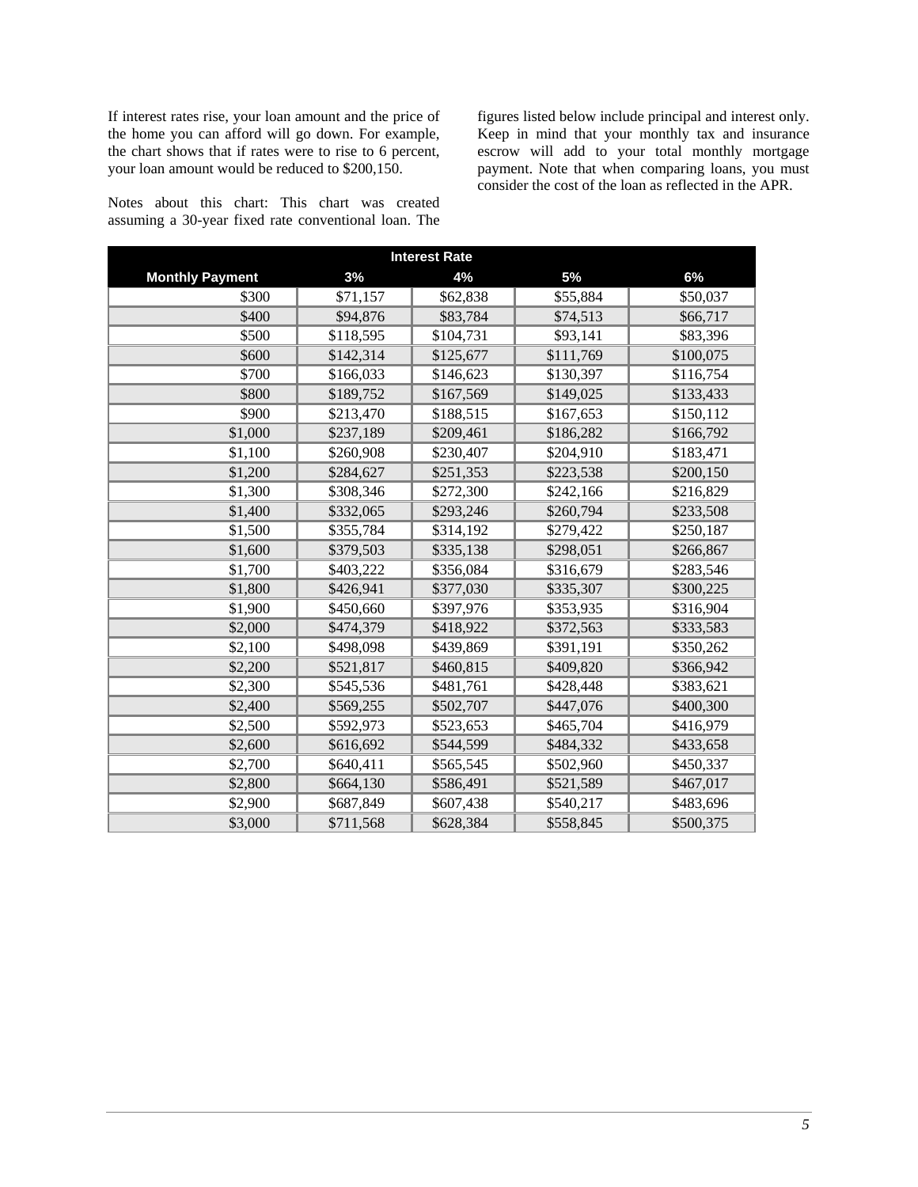If interest rates rise, your loan amount and the price of the home you can afford will go down. For example, the chart shows that if rates were to rise to 6 percent, your loan amount would be reduced to $200,150.

Notes about this chart: This chart was created assuming a 30-year fixed rate conventional loan. The figures listed below include principal and interest only. Keep in mind that your monthly tax and insurance escrow will add to your total monthly mortgage payment. Note that when comparing loans, you must consider the cost of the loan as reflected in the APR.

| | Interest Rate | | | |
|---|---|---|---|---|
| **Monthly Payment** | **3%** | **4%** | **5%** | **6%** |
| $300 | $71,157 | $62,838 | $55,884 | $50,037 |
| $400 | $94,876 | $83,784 | $74,513 | $66,717 |
| $500 | $118,595 | $104,731 | $93,141 | $83,396 |
| $600 | $142,314 | $125,677 | $111,769 | $100,075 |
| $700 | $166,033 | $146,623 | $130,397 | $116,754 |
| $800 | $189,752 | $167,569 | $149,025 | $133,433 |
| $900 | $213,470 | $188,515 | $167,653 | $150,112 |
| $1,000 | $237,189 | $209,461 | $186,282 | $166,792 |
| $1,100 | $260,908 | $230,407 | $204,910 | $183,471 |
| $1,200 | $284,627 | $251,353 | $223,538 | $200,150 |
| $1,300 | $308,346 | $272,300 | $242,166 | $216,829 |
| $1,400 | $332,065 | $293,246 | $260,794 | $233,508 |
| $1,500 | $355,784 | $314,192 | $279,422 | $250,187 |
| $1,600 | $379,503 | $335,138 | $298,051 | $266,867 |
| $1,700 | $403,222 | $356,084 | $316,679 | $283,546 |
| $1,800 | $426,941 | $377,030 | $335,307 | $300,225 |
| $1,900 | $450,660 | $397,976 | $353,935 | $316,904 |
| $2,000 | $474,379 | $418,922 | $372,563 | $333,583 |
| $2,100 | $498,098 | $439,869 | $391,191 | $350,262 |
| $2,200 | $521,817 | $460,815 | $409,820 | $366,942 |
| $2,300 | $545,536 | $481,761 | $428,448 | $383,621 |
| $2,400 | $569,255 | $502,707 | $447,076 | $400,300 |
| $2,500 | $592,973 | $523,653 | $465,704 | $416,979 |
| $2,600 | $616,692 | $544,599 | $484,332 | $433,658 |
| $2,700 | $640,411 | $565,545 | $502,960 | $450,337 |
| $2,800 | $664,130 | $586,491 | $521,589 | $467,017 |
| $2,900 | $687,849 | $607,438 | $540,217 | $483,696 |
| $3,000 | $711,568 | $628,384 | $558,845 | $500,375 |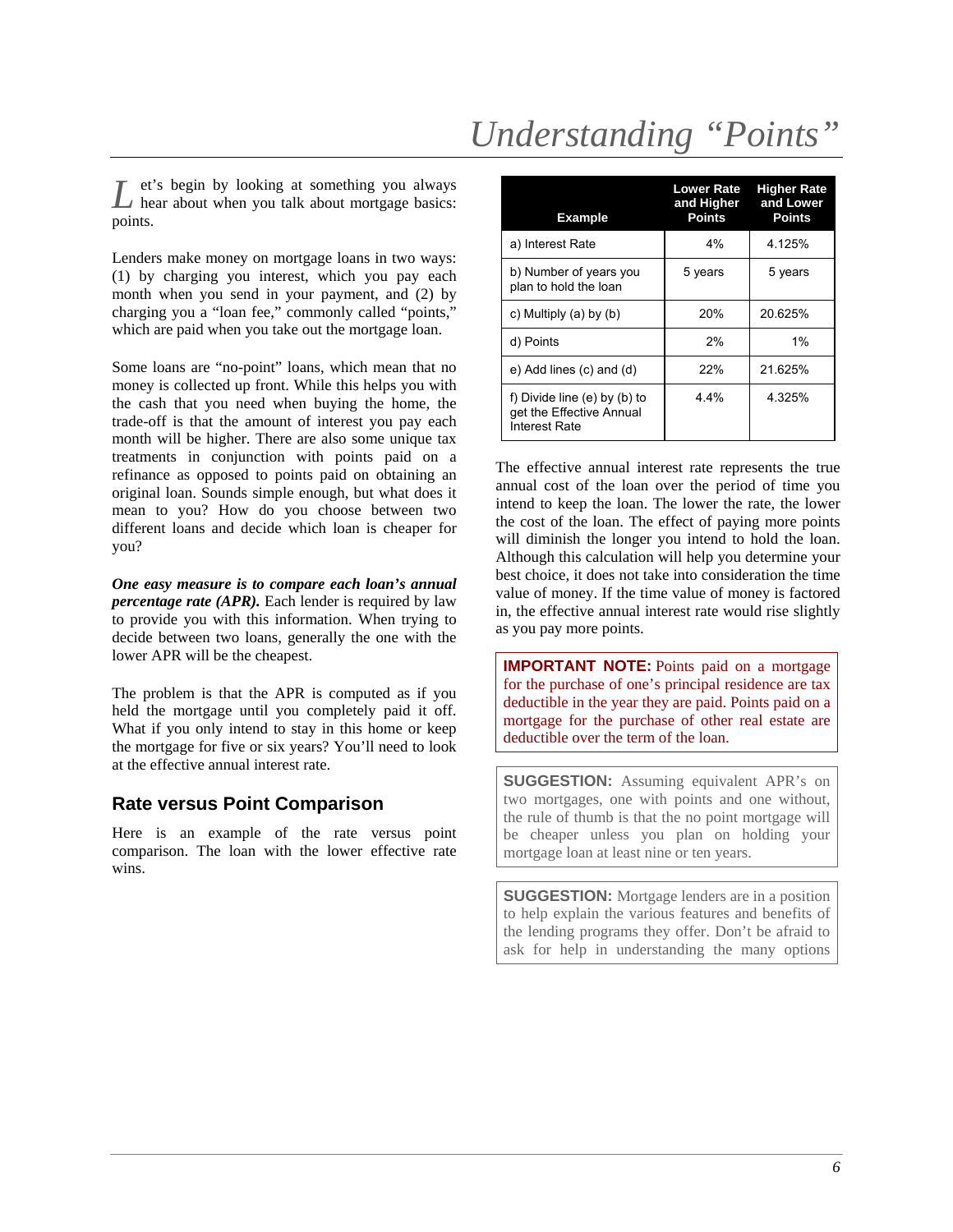# Understanding "Points"

Let's begin by looking at something you always hear about when you talk about mortgage basics: points.

Lenders make money on mortgage loans in two ways: (1) by charging you interest, which you pay each month when you send in your payment, and (2) by charging you a "loan fee," commonly called "points," which are paid when you take out the mortgage loan.

Some loans are "no-point" loans, which mean that no money is collected up front. While this helps you with the cash that you need when buying the home, the trade-off is that the amount of interest you pay each month will be higher. There are also some unique tax treatments in conjunction with points paid on a refinance as opposed to points paid on obtaining an original loan. Sounds simple enough, but what does it mean to you? How do you choose between two different loans and decide which loan is cheaper for you?

***One easy measure is to compare each loan's annual percentage rate (APR).*** Each lender is required by law to provide you with this information. When trying to decide between two loans, generally the one with the lower APR will be the cheapest.

The problem is that the APR is computed as if you held the mortgage until you completely paid it off. What if you only intend to stay in this home or keep the mortgage for five or six years? You'll need to look at the effective annual interest rate.

## Rate versus Point Comparison

Here is an example of the rate versus point comparison. The loan with the lower effective rate wins.

| Example | Lower Rate and Higher Points | Higher Rate and Lower Points |
|---|---|---|
| a) Interest Rate | 4% | 4.125% |
| b) Number of years you plan to hold the loan | 5 years | 5 years |
| c) Multiply (a) by (b) | 20% | 20.625% |
| d) Points | 2% | 1% |
| e) Add lines (c) and (d) | 22% | 21.625% |
| f) Divide line (e) by (b) to get the Effective Annual Interest Rate | 4.4% | 4.325% |

The effective annual interest rate represents the true annual cost of the loan over the period of time you intend to keep the loan. The lower the rate, the lower the cost of the loan. The effect of paying more points will diminish the longer you intend to hold the loan. Although this calculation will help you determine your best choice, it does not take into consideration the time value of money. If the time value of money is factored in, the effective annual interest rate would rise slightly as you pay more points.

**IMPORTANT NOTE:** Points paid on a mortgage for the purchase of one's principal residence are tax deductible in the year they are paid. Points paid on a mortgage for the purchase of other real estate are deductible over the term of the loan.

**SUGGESTION:** Assuming equivalent APR's on two mortgages, one with points and one without, the rule of thumb is that the no point mortgage will be cheaper unless you plan on holding your mortgage loan at least nine or ten years.

**SUGGESTION:** Mortgage lenders are in a position to help explain the various features and benefits of the lending programs they offer. Don't be afraid to ask for help in understanding the many options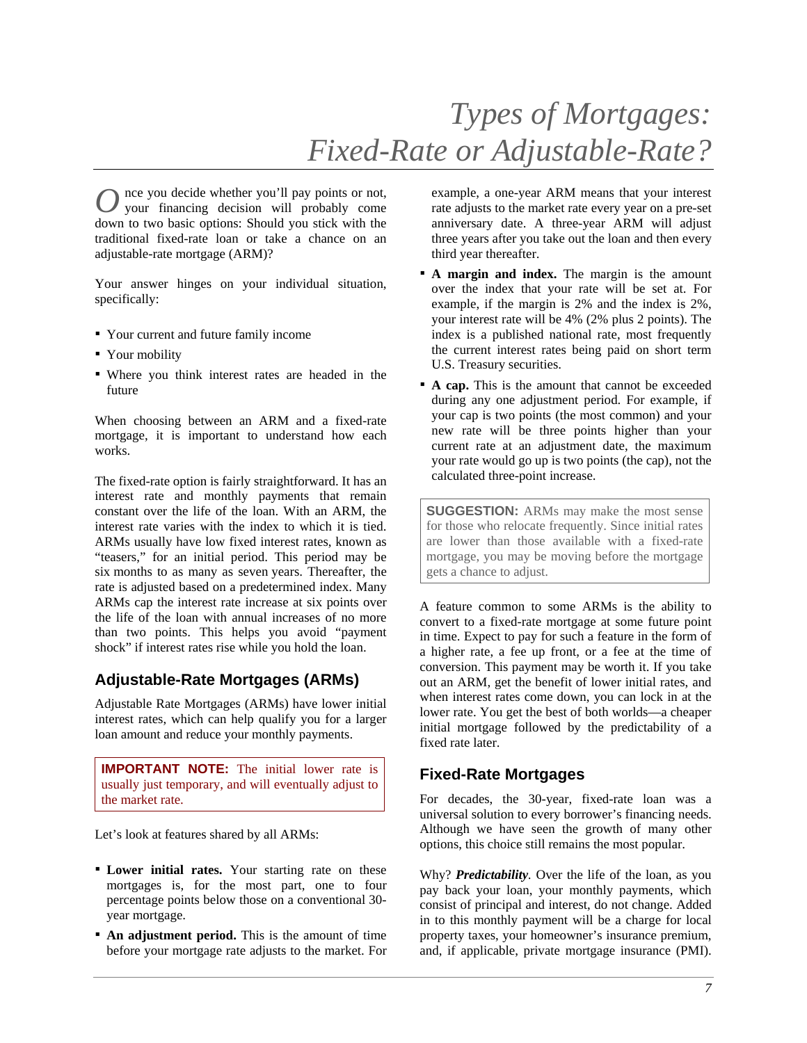# Types of Mortgages: Fixed-Rate or Adjustable-Rate?

Once you decide whether you'll pay points or not, your financing decision will probably come down to two basic options: Should you stick with the traditional fixed-rate loan or take a chance on an adjustable-rate mortgage (ARM)?

Your answer hinges on your individual situation, specifically:

- Your current and future family income
- Your mobility
- Where you think interest rates are headed in the future

When choosing between an ARM and a fixed-rate mortgage, it is important to understand how each works.

The fixed-rate option is fairly straightforward. It has an interest rate and monthly payments that remain constant over the life of the loan. With an ARM, the interest rate varies with the index to which it is tied. ARMs usually have low fixed interest rates, known as "teasers," for an initial period. This period may be six months to as many as seven years. Thereafter, the rate is adjusted based on a predetermined index. Many ARMs cap the interest rate increase at six points over the life of the loan with annual increases of no more than two points. This helps you avoid "payment shock" if interest rates rise while you hold the loan.

## Adjustable-Rate Mortgages (ARMs)

Adjustable Rate Mortgages (ARMs) have lower initial interest rates, which can help qualify you for a larger loan amount and reduce your monthly payments.

> **IMPORTANT NOTE:** The initial lower rate is usually just temporary, and will eventually adjust to the market rate.

Let's look at features shared by all ARMs:

- **Lower initial rates.** Your starting rate on these mortgages is, for the most part, one to four percentage points below those on a conventional 30-year mortgage.
- **An adjustment period.** This is the amount of time before your mortgage rate adjusts to the market. For example, a one-year ARM means that your interest rate adjusts to the market rate every year on a pre-set anniversary date. A three-year ARM will adjust three years after you take out the loan and then every third year thereafter.
- **A margin and index.** The margin is the amount over the index that your rate will be set at. For example, if the margin is 2% and the index is 2%, your interest rate will be 4% (2% plus 2 points). The index is a published national rate, most frequently the current interest rates being paid on short term U.S. Treasury securities.
- **A cap.** This is the amount that cannot be exceeded during any one adjustment period. For example, if your cap is two points (the most common) and your new rate will be three points higher than your current rate at an adjustment date, the maximum your rate would go up is two points (the cap), not the calculated three-point increase.

> **SUGGESTION:** ARMs may make the most sense for those who relocate frequently. Since initial rates are lower than those available with a fixed-rate mortgage, you may be moving before the mortgage gets a chance to adjust.

A feature common to some ARMs is the ability to convert to a fixed-rate mortgage at some future point in time. Expect to pay for such a feature in the form of a higher rate, a fee up front, or a fee at the time of conversion. This payment may be worth it. If you take out an ARM, get the benefit of lower initial rates, and when interest rates come down, you can lock in at the lower rate. You get the best of both worlds—a cheaper initial mortgage followed by the predictability of a fixed rate later.

## Fixed-Rate Mortgages

For decades, the 30-year, fixed-rate loan was a universal solution to every borrower's financing needs. Although we have seen the growth of many other options, this choice still remains the most popular.

Why? ***Predictability***. Over the life of the loan, as you pay back your loan, your monthly payments, which consist of principal and interest, do not change. Added in to this monthly payment will be a charge for local property taxes, your homeowner's insurance premium, and, if applicable, private mortgage insurance (PMI).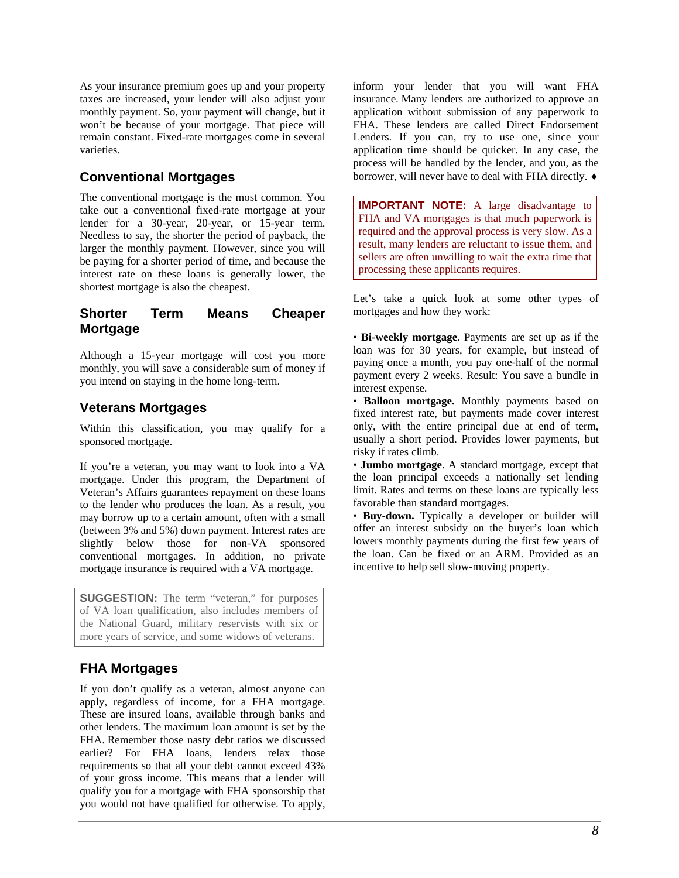As your insurance premium goes up and your property taxes are increased, your lender will also adjust your monthly payment. So, your payment will change, but it won't be because of your mortgage. That piece will remain constant. Fixed-rate mortgages come in several varieties.

## Conventional Mortgages

The conventional mortgage is the most common. You take out a conventional fixed-rate mortgage at your lender for a 30-year, 20-year, or 15-year term. Needless to say, the shorter the period of payback, the larger the monthly payment. However, since you will be paying for a shorter period of time, and because the interest rate on these loans is generally lower, the shortest mortgage is also the cheapest.

## Shorter Term Means Cheaper Mortgage

Although a 15-year mortgage will cost you more monthly, you will save a considerable sum of money if you intend on staying in the home long-term.

## Veterans Mortgages

Within this classification, you may qualify for a sponsored mortgage.

If you're a veteran, you may want to look into a VA mortgage. Under this program, the Department of Veteran's Affairs guarantees repayment on these loans to the lender who produces the loan. As a result, you may borrow up to a certain amount, often with a small (between 3% and 5%) down payment. Interest rates are slightly below those for non-VA sponsored conventional mortgages. In addition, no private mortgage insurance is required with a VA mortgage.

> **SUGGESTION:** The term "veteran," for purposes of VA loan qualification, also includes members of the National Guard, military reservists with six or more years of service, and some widows of veterans.

## FHA Mortgages

If you don't qualify as a veteran, almost anyone can apply, regardless of income, for a FHA mortgage. These are insured loans, available through banks and other lenders. The maximum loan amount is set by the FHA. Remember those nasty debt ratios we discussed earlier? For FHA loans, lenders relax those requirements so that all your debt cannot exceed 43% of your gross income. This means that a lender will qualify you for a mortgage with FHA sponsorship that you would not have qualified for otherwise. To apply, inform your lender that you will want FHA insurance. Many lenders are authorized to approve an application without submission of any paperwork to FHA. These lenders are called Direct Endorsement Lenders. If you can, try to use one, since your application time should be quicker. In any case, the process will be handled by the lender, and you, as the borrower, will never have to deal with FHA directly. ♦

> **IMPORTANT NOTE:** A large disadvantage to FHA and VA mortgages is that much paperwork is required and the approval process is very slow. As a result, many lenders are reluctant to issue them, and sellers are often unwilling to wait the extra time that processing these applicants requires.

Let's take a quick look at some other types of mortgages and how they work:

- **Bi-weekly mortgage**. Payments are set up as if the loan was for 30 years, for example, but instead of paying once a month, you pay one-half of the normal payment every 2 weeks. Result: You save a bundle in interest expense.
- **Balloon mortgage.** Monthly payments based on fixed interest rate, but payments made cover interest only, with the entire principal due at end of term, usually a short period. Provides lower payments, but risky if rates climb.
- **Jumbo mortgage**. A standard mortgage, except that the loan principal exceeds a nationally set lending limit. Rates and terms on these loans are typically less favorable than standard mortgages.
- **Buy-down.** Typically a developer or builder will offer an interest subsidy on the buyer's loan which lowers monthly payments during the first few years of the loan. Can be fixed or an ARM. Provided as an incentive to help sell slow-moving property.